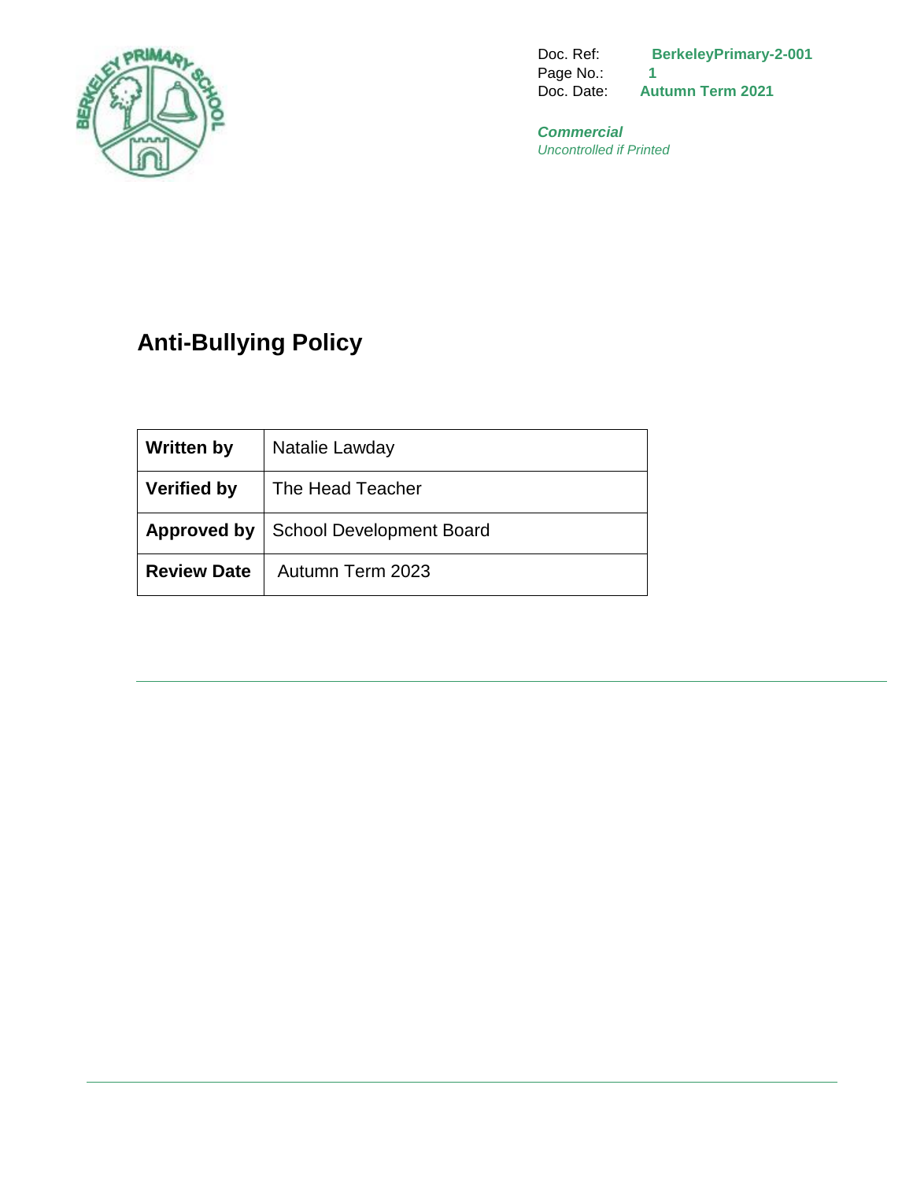Doc. Ref: **BerkeleyPrimary-2-001**
Page No.: **1**
Doc. Date: **Autumn Term 2021**

***Commercial***
*Uncontrolled if Printed*

# Anti-Bullying Policy

| | |
|---|---|
| **Written by** | Natalie Lawday |
| **Verified by** | The Head Teacher |
| **Approved by** | School Development Board |
| **Review Date** | Autumn Term 2023 |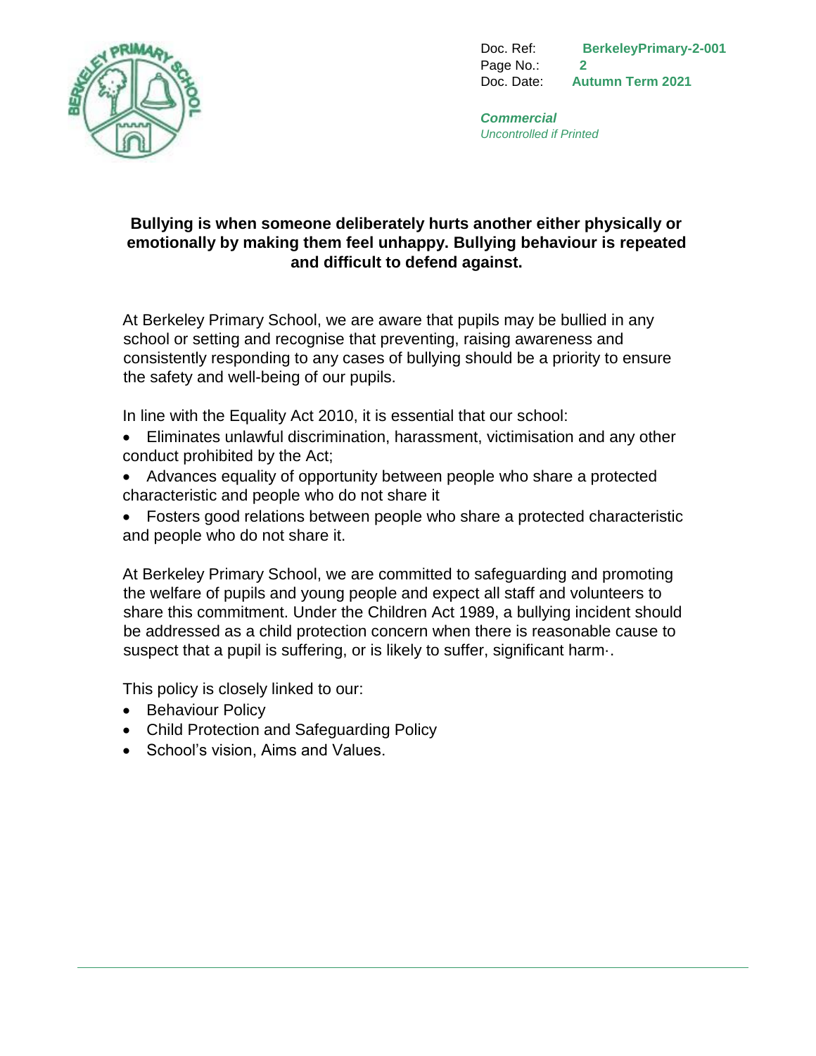**Bullying is when someone deliberately hurts another either physically or emotionally by making them feel unhappy. Bullying behaviour is repeated and difficult to defend against.**

At Berkeley Primary School, we are aware that pupils may be bullied in any school or setting and recognise that preventing, raising awareness and consistently responding to any cases of bullying should be a priority to ensure the safety and well-being of our pupils.

In line with the Equality Act 2010, it is essential that our school:

- Eliminates unlawful discrimination, harassment, victimisation and any other conduct prohibited by the Act;
- Advances equality of opportunity between people who share a protected characteristic and people who do not share it
- Fosters good relations between people who share a protected characteristic and people who do not share it.

At Berkeley Primary School, we are committed to safeguarding and promoting the welfare of pupils and young people and expect all staff and volunteers to share this commitment. Under the Children Act 1989, a bullying incident should be addressed as a child protection concern when there is reasonable cause to suspect that a pupil is suffering, or is likely to suffer, significant harm·.

This policy is closely linked to our:

- Behaviour Policy
- Child Protection and Safeguarding Policy
- School's vision, Aims and Values.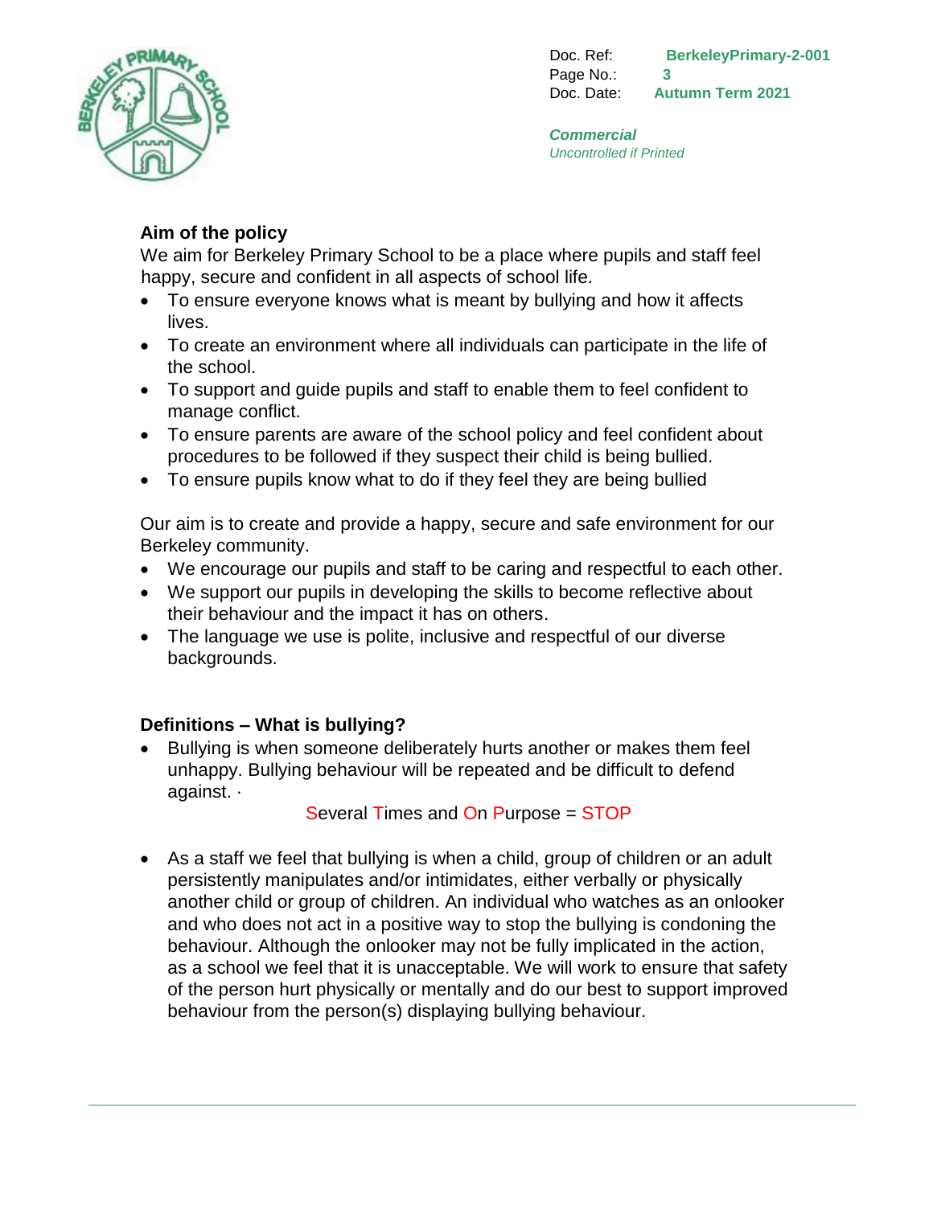## Aim of the policy

We aim for Berkeley Primary School to be a place where pupils and staff feel happy, secure and confident in all aspects of school life.

- To ensure everyone knows what is meant by bullying and how it affects lives.
- To create an environment where all individuals can participate in the life of the school.
- To support and guide pupils and staff to enable them to feel confident to manage conflict.
- To ensure parents are aware of the school policy and feel confident about procedures to be followed if they suspect their child is being bullied.
- To ensure pupils know what to do if they feel they are being bullied

Our aim is to create and provide a happy, secure and safe environment for our Berkeley community.

- We encourage our pupils and staff to be caring and respectful to each other.
- We support our pupils in developing the skills to become reflective about their behaviour and the impact it has on others.
- The language we use is polite, inclusive and respectful of our diverse backgrounds.

## Definitions – What is bullying?

- Bullying is when someone deliberately hurts another or makes them feel unhappy. Bullying behaviour will be repeated and be difficult to defend against. ·

  Several Times and On Purpose = STOP

- As a staff we feel that bullying is when a child, group of children or an adult persistently manipulates and/or intimidates, either verbally or physically another child or group of children. An individual who watches as an onlooker and who does not act in a positive way to stop the bullying is condoning the behaviour. Although the onlooker may not be fully implicated in the action, as a school we feel that it is unacceptable. We will work to ensure that safety of the person hurt physically or mentally and do our best to support improved behaviour from the person(s) displaying bullying behaviour.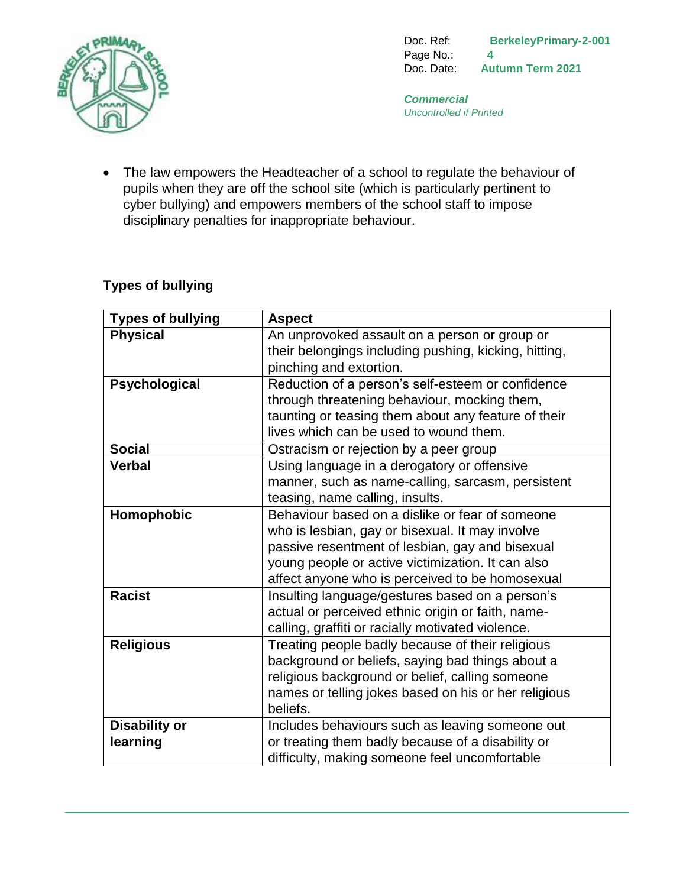- The law empowers the Headteacher of a school to regulate the behaviour of pupils when they are off the school site (which is particularly pertinent to cyber bullying) and empowers members of the school staff to impose disciplinary penalties for inappropriate behaviour.

**Types of bullying**

| Types of bullying | Aspect |
|---|---|
| **Physical** | An unprovoked assault on a person or group or their belongings including pushing, kicking, hitting, pinching and extortion. |
| **Psychological** | Reduction of a person's self-esteem or confidence through threatening behaviour, mocking them, taunting or teasing them about any feature of their lives which can be used to wound them. |
| **Social** | Ostracism or rejection by a peer group |
| **Verbal** | Using language in a derogatory or offensive manner, such as name-calling, sarcasm, persistent teasing, name calling, insults. |
| **Homophobic** | Behaviour based on a dislike or fear of someone who is lesbian, gay or bisexual. It may involve passive resentment of lesbian, gay and bisexual young people or active victimization. It can also affect anyone who is perceived to be homosexual |
| **Racist** | Insulting language/gestures based on a person's actual or perceived ethnic origin or faith, name-calling, graffiti or racially motivated violence. |
| **Religious** | Treating people badly because of their religious background or beliefs, saying bad things about a religious background or belief, calling someone names or telling jokes based on his or her religious beliefs. |
| **Disability or learning** | Includes behaviours such as leaving someone out or treating them badly because of a disability or difficulty, making someone feel uncomfortable |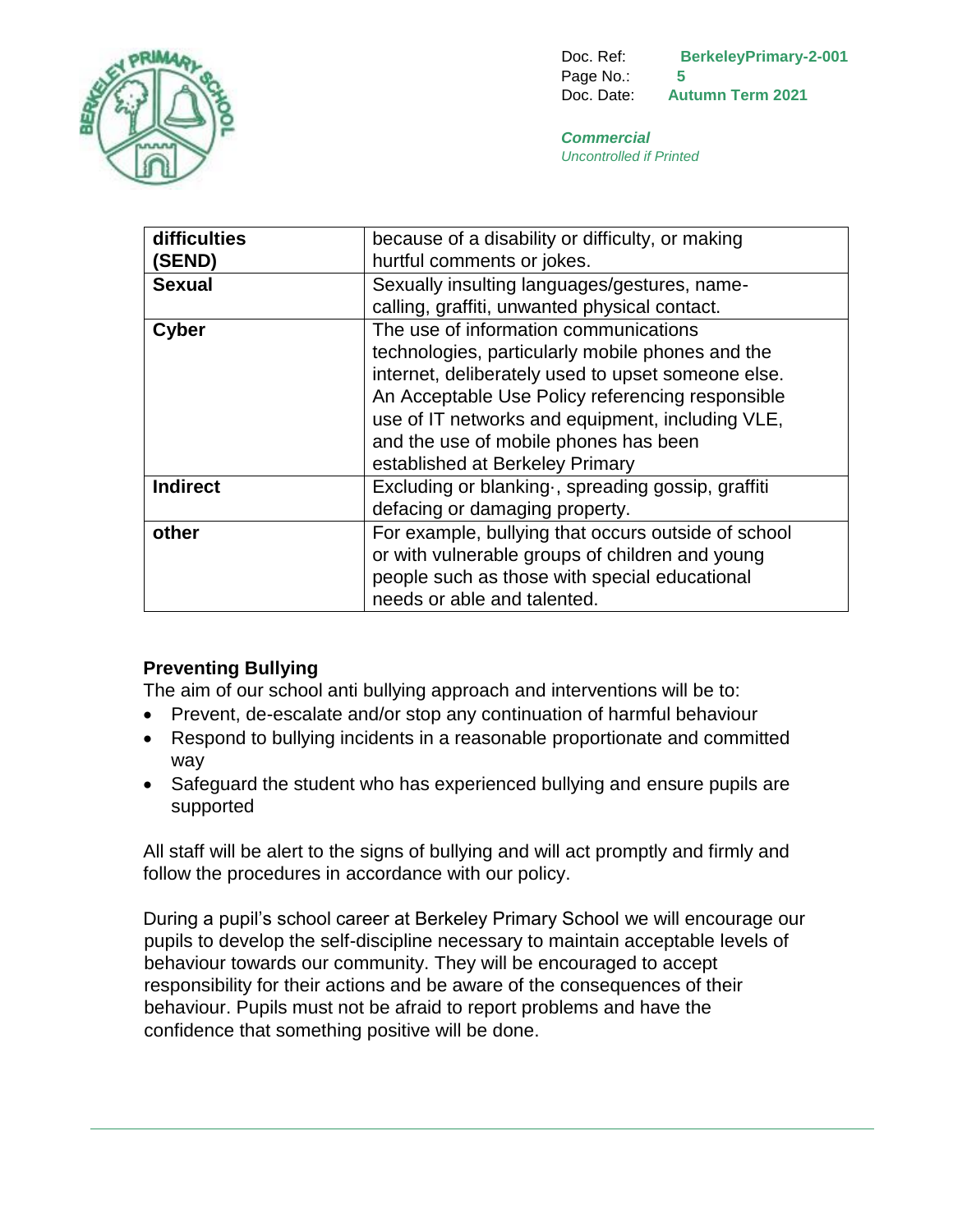| difficulties (SEND) | because of a disability or difficulty, or making hurtful comments or jokes. |
|---|---|
| **Sexual** | Sexually insulting languages/gestures, name-calling, graffiti, unwanted physical contact. |
| **Cyber** | The use of information communications technologies, particularly mobile phones and the internet, deliberately used to upset someone else. An Acceptable Use Policy referencing responsible use of IT networks and equipment, including VLE, and the use of mobile phones has been established at Berkeley Primary |
| **Indirect** | Excluding or blanking·, spreading gossip, graffiti defacing or damaging property. |
| **other** | For example, bullying that occurs outside of school or with vulnerable groups of children and young people such as those with special educational needs or able and talented. |

### Preventing Bullying

The aim of our school anti bullying approach and interventions will be to:

- Prevent, de-escalate and/or stop any continuation of harmful behaviour
- Respond to bullying incidents in a reasonable proportionate and committed way
- Safeguard the student who has experienced bullying and ensure pupils are supported

All staff will be alert to the signs of bullying and will act promptly and firmly and follow the procedures in accordance with our policy.

During a pupil's school career at Berkeley Primary School we will encourage our pupils to develop the self-discipline necessary to maintain acceptable levels of behaviour towards our community. They will be encouraged to accept responsibility for their actions and be aware of the consequences of their behaviour. Pupils must not be afraid to report problems and have the confidence that something positive will be done.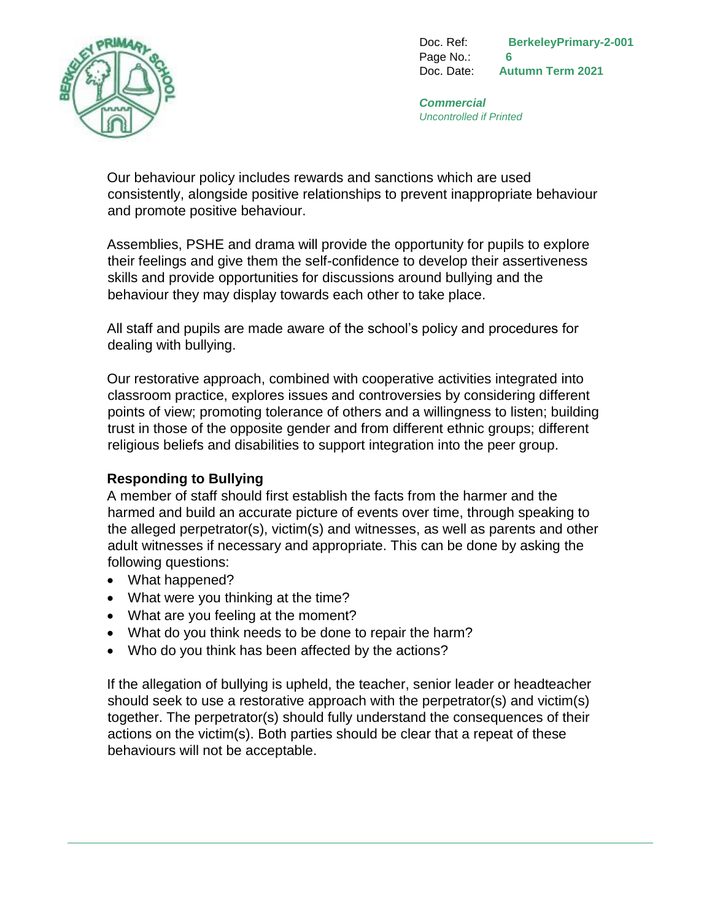Our behaviour policy includes rewards and sanctions which are used consistently, alongside positive relationships to prevent inappropriate behaviour and promote positive behaviour.

Assemblies, PSHE and drama will provide the opportunity for pupils to explore their feelings and give them the self-confidence to develop their assertiveness skills and provide opportunities for discussions around bullying and the behaviour they may display towards each other to take place.

All staff and pupils are made aware of the school's policy and procedures for dealing with bullying.

Our restorative approach, combined with cooperative activities integrated into classroom practice, explores issues and controversies by considering different points of view; promoting tolerance of others and a willingness to listen; building trust in those of the opposite gender and from different ethnic groups; different religious beliefs and disabilities to support integration into the peer group.

**Responding to Bullying**

A member of staff should first establish the facts from the harmer and the harmed and build an accurate picture of events over time, through speaking to the alleged perpetrator(s), victim(s) and witnesses, as well as parents and other adult witnesses if necessary and appropriate. This can be done by asking the following questions:

- What happened?
- What were you thinking at the time?
- What are you feeling at the moment?
- What do you think needs to be done to repair the harm?
- Who do you think has been affected by the actions?

If the allegation of bullying is upheld, the teacher, senior leader or headteacher should seek to use a restorative approach with the perpetrator(s) and victim(s) together. The perpetrator(s) should fully understand the consequences of their actions on the victim(s). Both parties should be clear that a repeat of these behaviours will not be acceptable.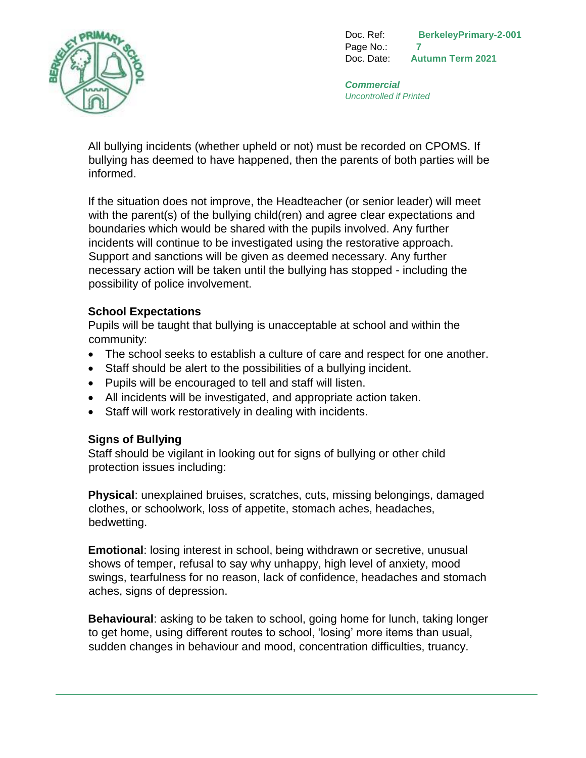All bullying incidents (whether upheld or not) must be recorded on CPOMS. If bullying has deemed to have happened, then the parents of both parties will be informed.

If the situation does not improve, the Headteacher (or senior leader) will meet with the parent(s) of the bullying child(ren) and agree clear expectations and boundaries which would be shared with the pupils involved. Any further incidents will continue to be investigated using the restorative approach. Support and sanctions will be given as deemed necessary. Any further necessary action will be taken until the bullying has stopped - including the possibility of police involvement.

**School Expectations**

Pupils will be taught that bullying is unacceptable at school and within the community:

- The school seeks to establish a culture of care and respect for one another.
- Staff should be alert to the possibilities of a bullying incident.
- Pupils will be encouraged to tell and staff will listen.
- All incidents will be investigated, and appropriate action taken.
- Staff will work restoratively in dealing with incidents.

**Signs of Bullying**

Staff should be vigilant in looking out for signs of bullying or other child protection issues including:

**Physical**: unexplained bruises, scratches, cuts, missing belongings, damaged clothes, or schoolwork, loss of appetite, stomach aches, headaches, bedwetting.

**Emotional**: losing interest in school, being withdrawn or secretive, unusual shows of temper, refusal to say why unhappy, high level of anxiety, mood swings, tearfulness for no reason, lack of confidence, headaches and stomach aches, signs of depression.

**Behavioural**: asking to be taken to school, going home for lunch, taking longer to get home, using different routes to school, 'losing' more items than usual, sudden changes in behaviour and mood, concentration difficulties, truancy.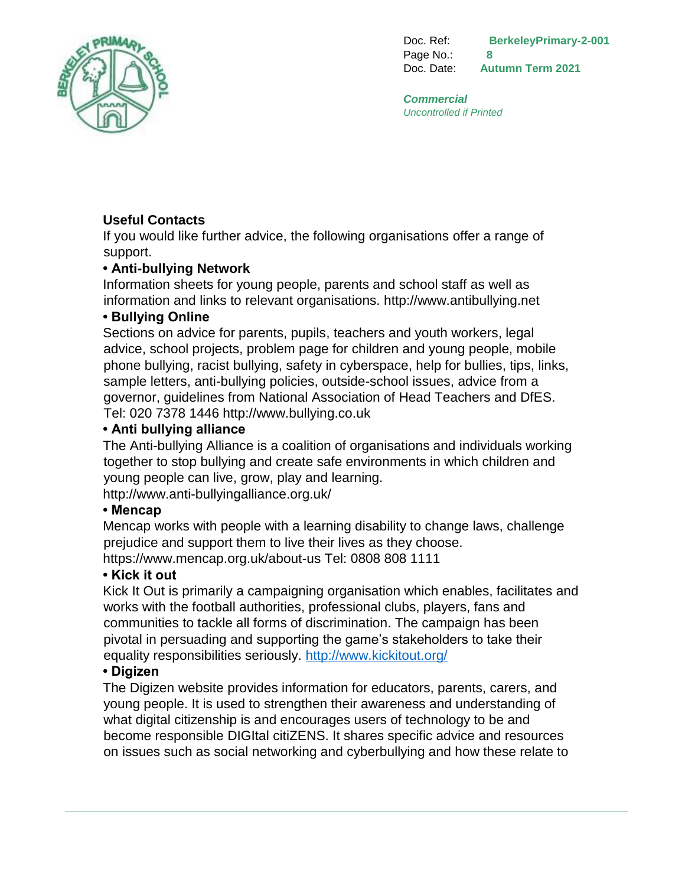## Useful Contacts

If you would like further advice, the following organisations offer a range of support.

- **Anti-bullying Network**

Information sheets for young people, parents and school staff as well as information and links to relevant organisations. http://www.antibullying.net

- **Bullying Online**

Sections on advice for parents, pupils, teachers and youth workers, legal advice, school projects, problem page for children and young people, mobile phone bullying, racist bullying, safety in cyberspace, help for bullies, tips, links, sample letters, anti-bullying policies, outside-school issues, advice from a governor, guidelines from National Association of Head Teachers and DfES. Tel: 020 7378 1446 http://www.bullying.co.uk

- **Anti bullying alliance**

The Anti-bullying Alliance is a coalition of organisations and individuals working together to stop bullying and create safe environments in which children and young people can live, grow, play and learning. http://www.anti-bullyingalliance.org.uk/

- **Mencap**

Mencap works with people with a learning disability to change laws, challenge prejudice and support them to live their lives as they choose. https://www.mencap.org.uk/about-us Tel: 0808 808 1111

- **Kick it out**

Kick It Out is primarily a campaigning organisation which enables, facilitates and works with the football authorities, professional clubs, players, fans and communities to tackle all forms of discrimination. The campaign has been pivotal in persuading and supporting the game's stakeholders to take their equality responsibilities seriously. http://www.kickitout.org/

- **Digizen**

The Digizen website provides information for educators, parents, carers, and young people. It is used to strengthen their awareness and understanding of what digital citizenship is and encourages users of technology to be and become responsible DIGItal citiZENS. It shares specific advice and resources on issues such as social networking and cyberbullying and how these relate to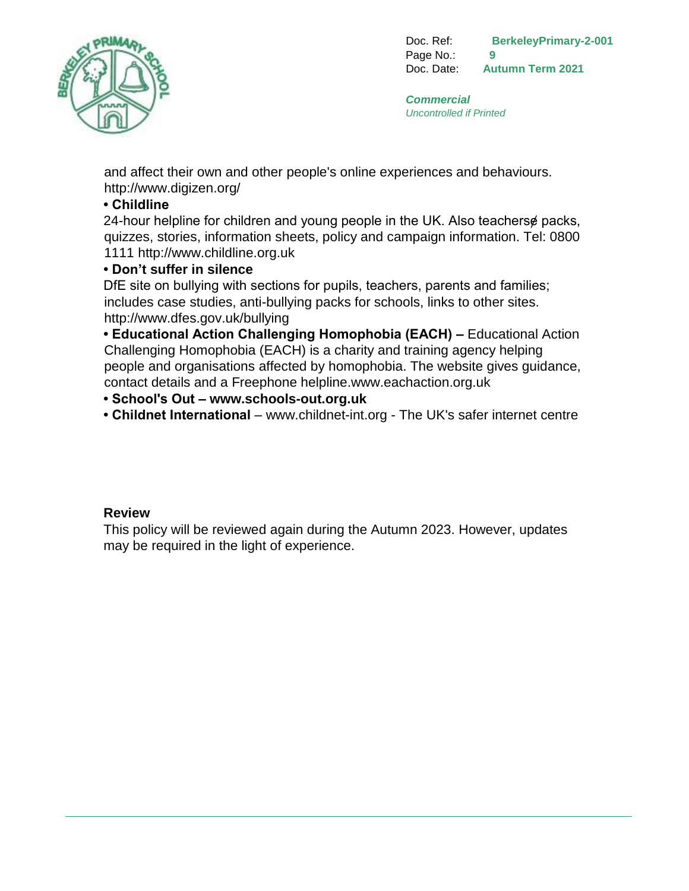and affect their own and other people's online experiences and behaviours. http://www.digizen.org/

• **Childline**
24-hour helpline for children and young people in the UK. Also teachersø packs, quizzes, stories, information sheets, policy and campaign information. Tel: 0800 1111 http://www.childline.org.uk

• **Don't suffer in silence**
DfE site on bullying with sections for pupils, teachers, parents and families; includes case studies, anti-bullying packs for schools, links to other sites. http://www.dfes.gov.uk/bullying

• **Educational Action Challenging Homophobia (EACH) –** Educational Action Challenging Homophobia (EACH) is a charity and training agency helping people and organisations affected by homophobia. The website gives guidance, contact details and a Freephone helpline.www.eachaction.org.uk

• **School's Out – www.schools-out.org.uk**

• **Childnet International** – www.childnet-int.org - The UK's safer internet centre

**Review**

This policy will be reviewed again during the Autumn 2023. However, updates may be required in the light of experience.